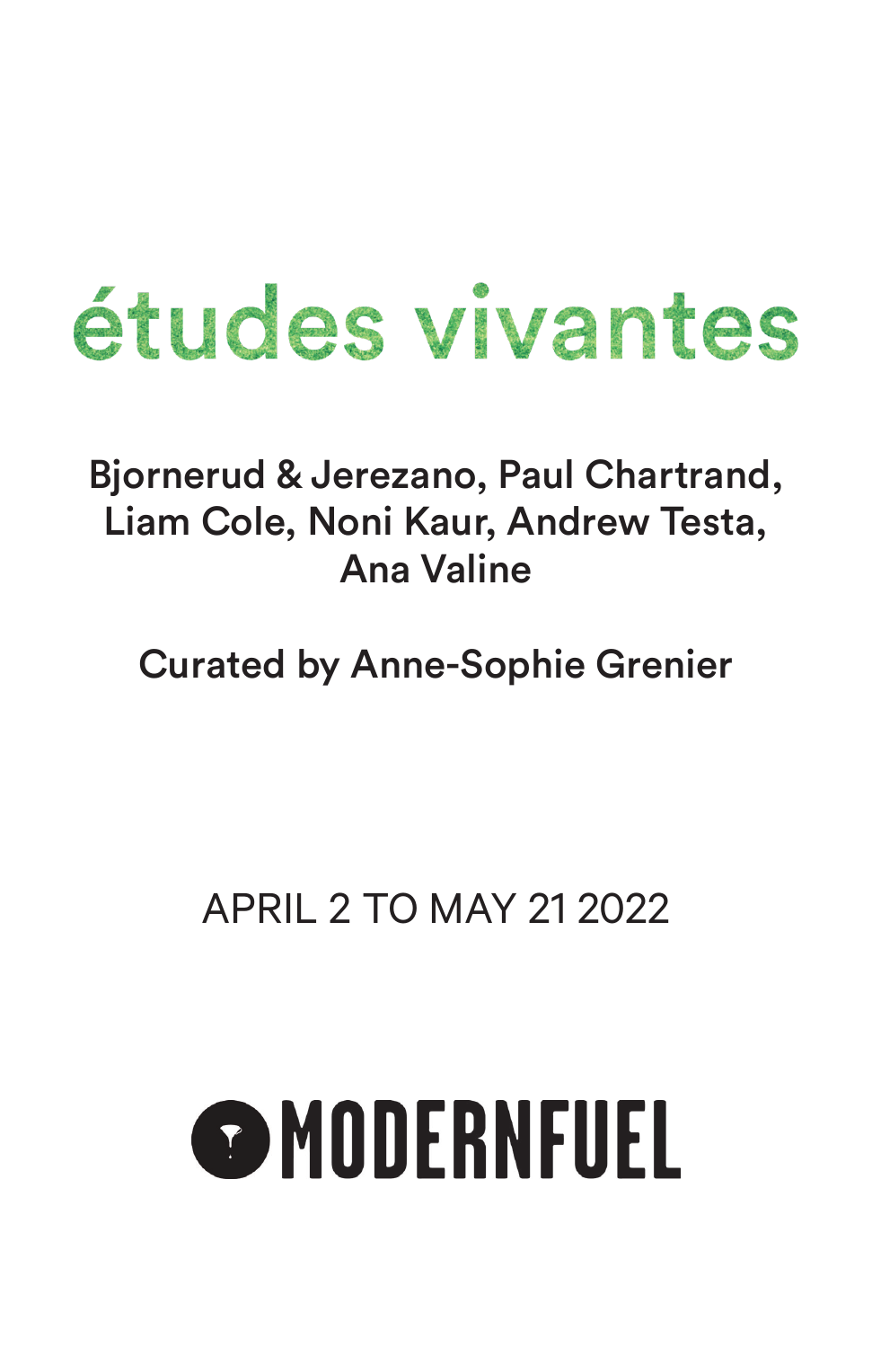# études vivantes

Bjornerud & Jerezano, Paul Chartrand, Liam Cole, Noni Kaur, Andrew Testa, Ana Valine

Curated by Anne-Sophie Grenier

APRIL 2 TO MAY 21 2022

MODERNFUEL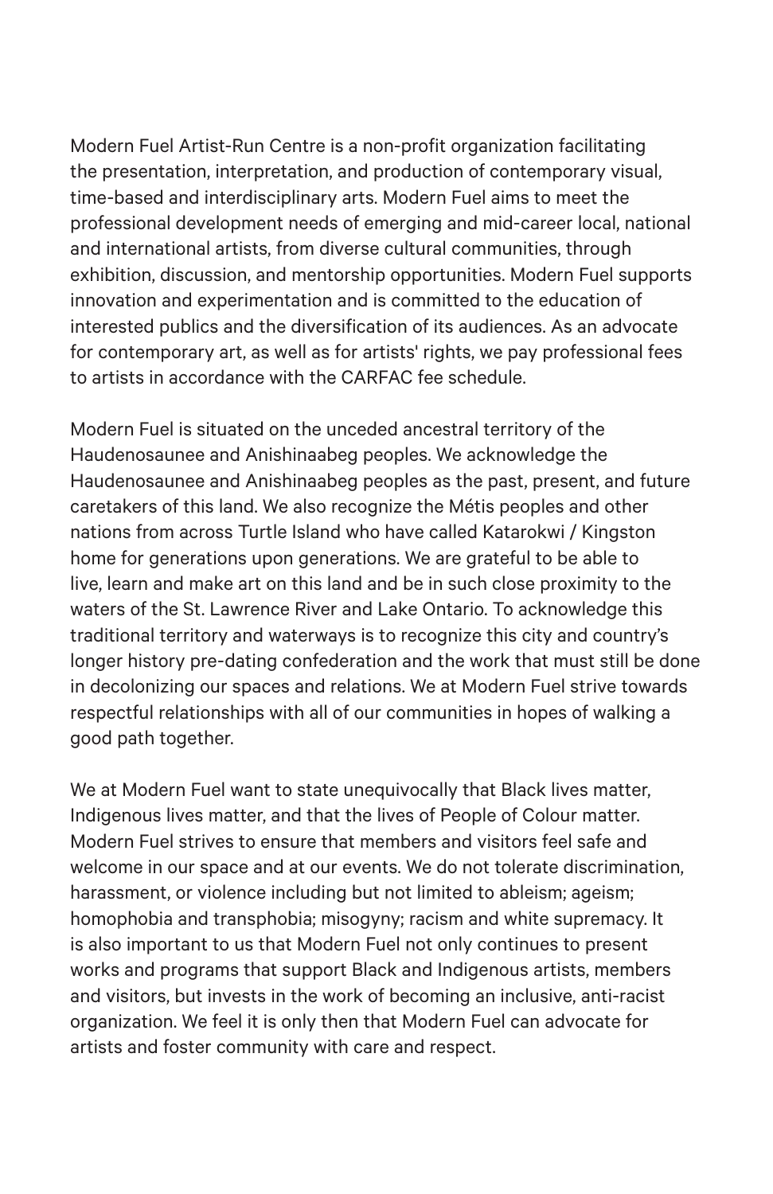Modern Fuel Artist-Run Centre is a non-profit organization facilitating the presentation, interpretation, and production of contemporary visual, time-based and interdisciplinary arts. Modern Fuel aims to meet the professional development needs of emerging and mid-career local, national and international artists, from diverse cultural communities, through exhibition, discussion, and mentorship opportunities. Modern Fuel supports innovation and experimentation and is committed to the education of interested publics and the diversification of its audiences. As an advocate for contemporary art, as well as for artists' rights, we pay professional fees to artists in accordance with the CARFAC fee schedule.

Modern Fuel is situated on the unceded ancestral territory of the Haudenosaunee and Anishinaabeg peoples. We acknowledge the Haudenosaunee and Anishinaabeg peoples as the past, present, and future caretakers of this land. We also recognize the Métis peoples and other nations from across Turtle Island who have called Katarokwi / Kingston home for generations upon generations. We are grateful to be able to live, learn and make art on this land and be in such close proximity to the waters of the St. Lawrence River and Lake Ontario. To acknowledge this traditional territory and waterways is to recognize this city and country's longer history pre-dating confederation and the work that must still be done in decolonizing our spaces and relations. We at Modern Fuel strive towards respectful relationships with all of our communities in hopes of walking a good path together.

We at Modern Fuel want to state unequivocally that Black lives matter, Indigenous lives matter, and that the lives of People of Colour matter. Modern Fuel strives to ensure that members and visitors feel safe and welcome in our space and at our events. We do not tolerate discrimination, harassment, or violence including but not limited to ableism; ageism; homophobia and transphobia; misogyny; racism and white supremacy. It is also important to us that Modern Fuel not only continues to present works and programs that support Black and Indigenous artists, members and visitors, but invests in the work of becoming an inclusive, anti-racist organization. We feel it is only then that Modern Fuel can advocate for artists and foster community with care and respect.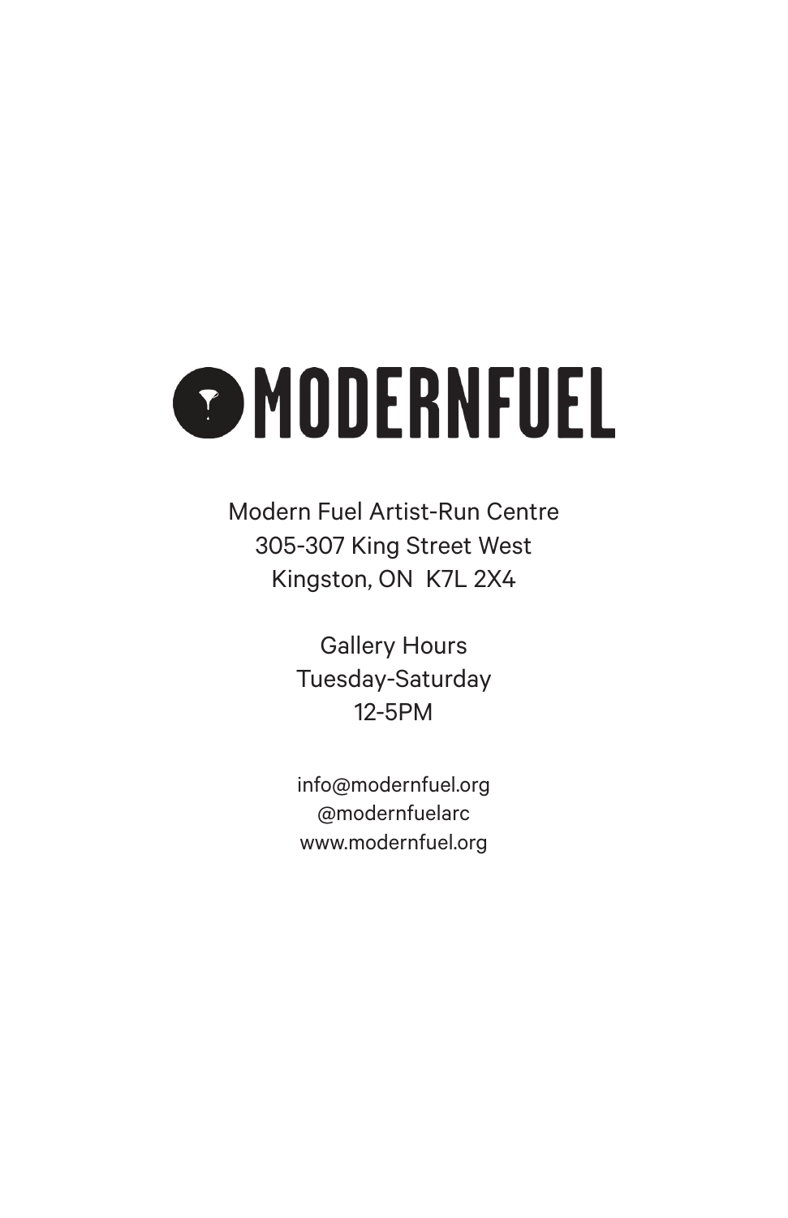# MODERNFUEL

Modern Fuel Artist-Run Centre
305-307 King Street West
Kingston, ON  K7L 2X4

Gallery Hours
Tuesday-Saturday
12-5PM

info@modernfuel.org
@modernfuelarc
www.modernfuel.org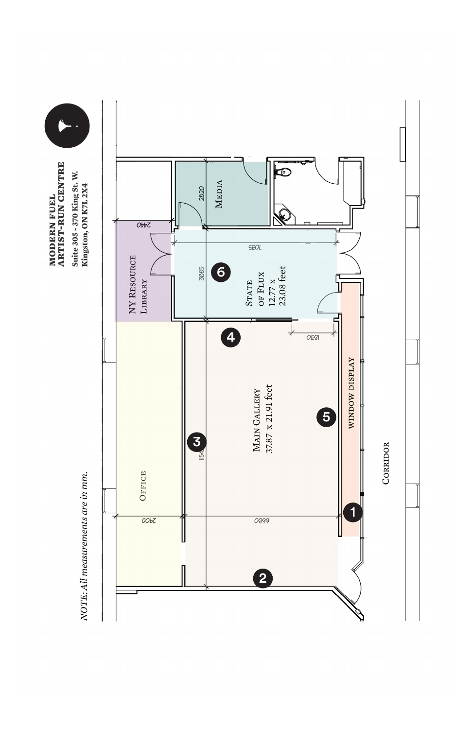**MODERN FUEL ARTIST-RUN CENTRE**

Suite 305 - 370 King St. W.
Kingston, ON K7L 2X4

*NOTE: All measurements are in mm.*

MEDIA

2820

2440

NY RESOURCE LIBRARY

1035

3885

6

STATE OF FLUX
12.77 x 23.08 feet

4

1830

OFFICE

3

1154

MAIN GALLERY
37.87 x 21.91 feet

5

WINDOW DISPLAY

CORRIDOR

2900

6680

1

2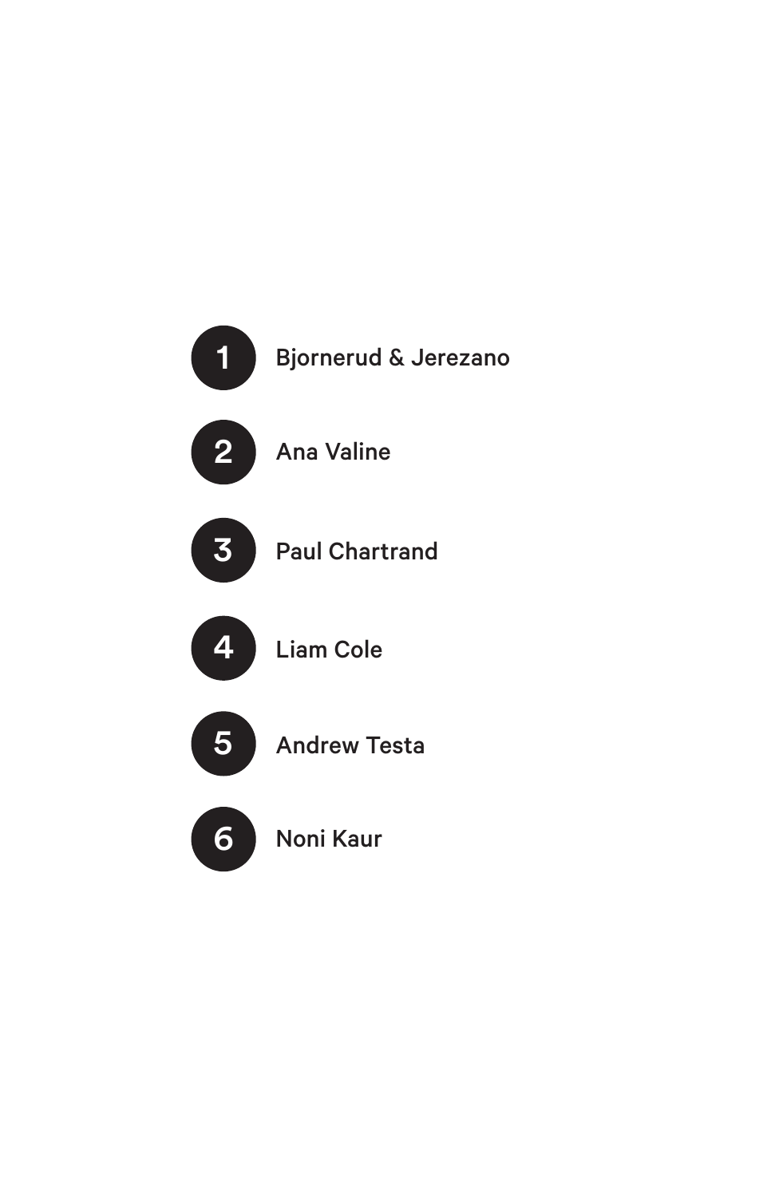1. Bjornerud & Jerezano
2. Ana Valine
3. Paul Chartrand
4. Liam Cole
5. Andrew Testa
6. Noni Kaur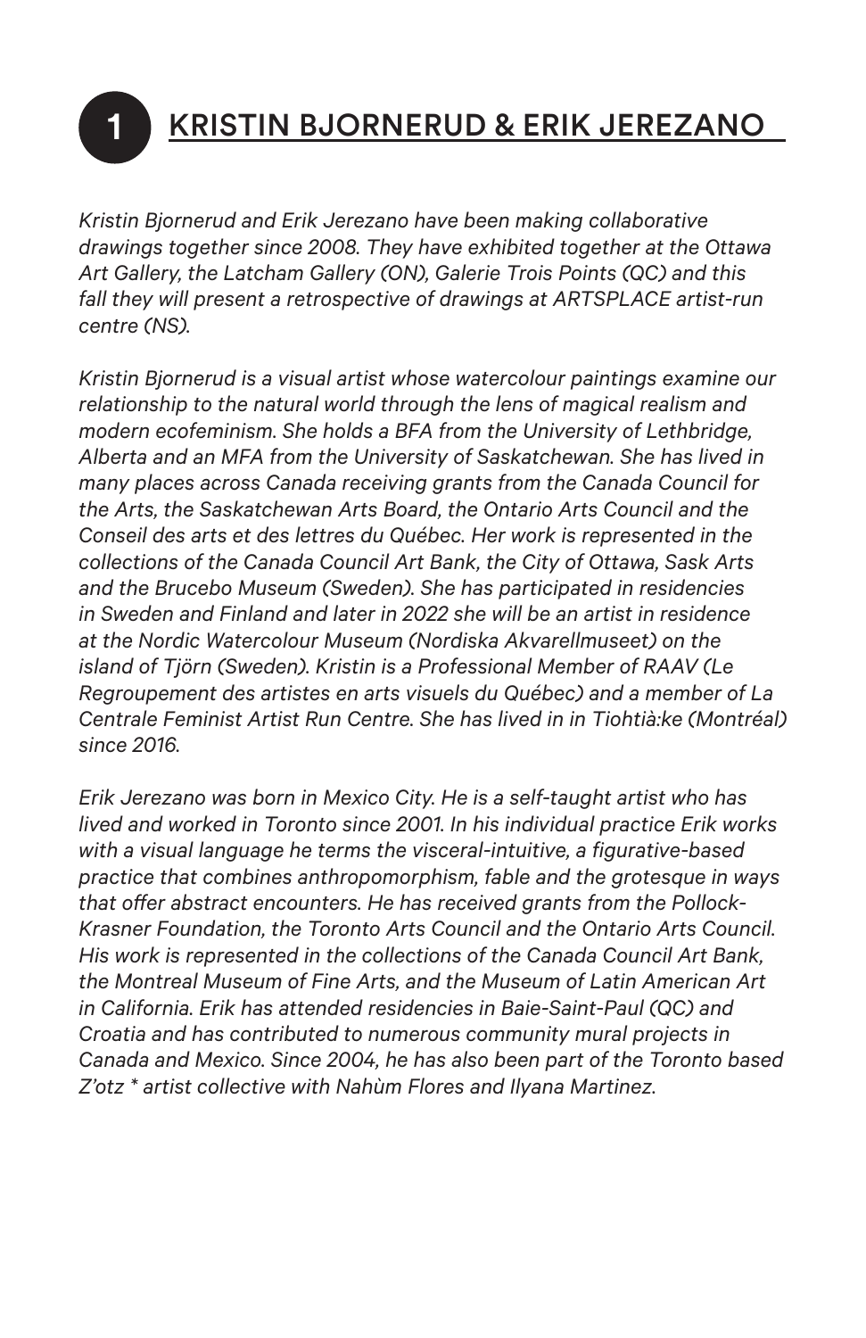# 1 KRISTIN BJORNERUD & ERIK JEREZANO

*Kristin Bjornerud and Erik Jerezano have been making collaborative drawings together since 2008. They have exhibited together at the Ottawa Art Gallery, the Latcham Gallery (ON), Galerie Trois Points (QC) and this fall they will present a retrospective of drawings at ARTSPLACE artist-run centre (NS).*

*Kristin Bjornerud is a visual artist whose watercolour paintings examine our relationship to the natural world through the lens of magical realism and modern ecofeminism. She holds a BFA from the University of Lethbridge, Alberta and an MFA from the University of Saskatchewan. She has lived in many places across Canada receiving grants from the Canada Council for the Arts, the Saskatchewan Arts Board, the Ontario Arts Council and the Conseil des arts et des lettres du Québec. Her work is represented in the collections of the Canada Council Art Bank, the City of Ottawa, Sask Arts and the Brucebo Museum (Sweden). She has participated in residencies in Sweden and Finland and later in 2022 she will be an artist in residence at the Nordic Watercolour Museum (Nordiska Akvarellmuseet) on the island of Tjörn (Sweden). Kristin is a Professional Member of RAAV (Le Regroupement des artistes en arts visuels du Québec) and a member of La Centrale Feminist Artist Run Centre. She has lived in in Tiohtià:ke (Montréal) since 2016.*

*Erik Jerezano was born in Mexico City. He is a self-taught artist who has lived and worked in Toronto since 2001. In his individual practice Erik works with a visual language he terms the visceral-intuitive, a figurative-based practice that combines anthropomorphism, fable and the grotesque in ways that offer abstract encounters. He has received grants from the Pollock-Krasner Foundation, the Toronto Arts Council and the Ontario Arts Council. His work is represented in the collections of the Canada Council Art Bank, the Montreal Museum of Fine Arts, and the Museum of Latin American Art in California. Erik has attended residencies in Baie-Saint-Paul (QC) and Croatia and has contributed to numerous community mural projects in Canada and Mexico. Since 2004, he has also been part of the Toronto based Z'otz * artist collective with Nahùm Flores and Ilyana Martinez.*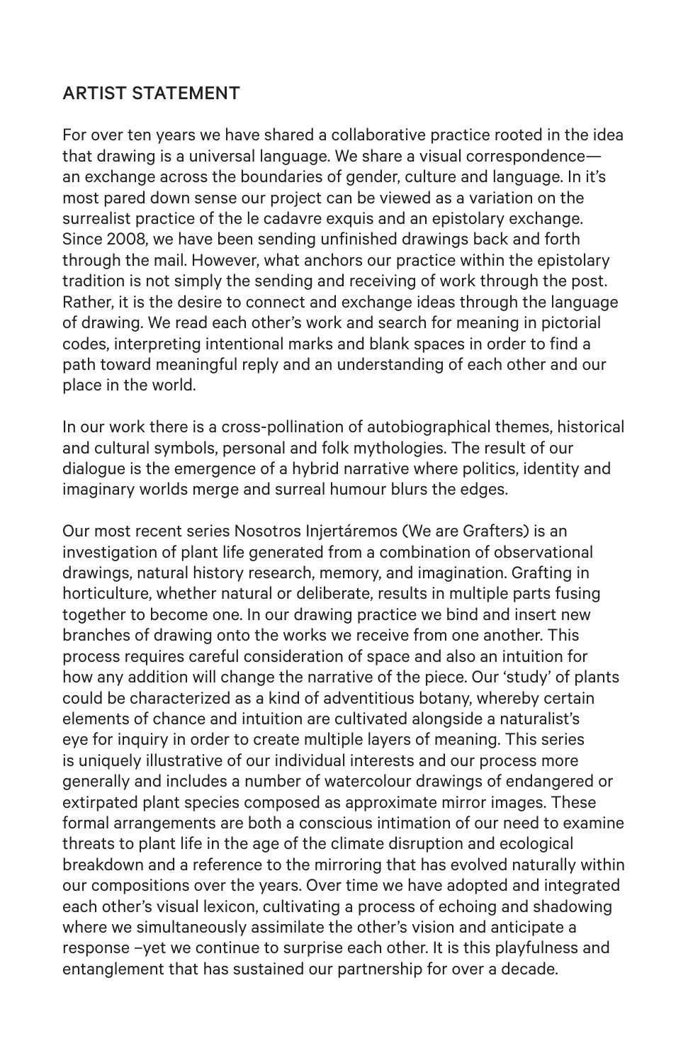## ARTIST STATEMENT

For over ten years we have shared a collaborative practice rooted in the idea that drawing is a universal language. We share a visual correspondence—an exchange across the boundaries of gender, culture and language. In it's most pared down sense our project can be viewed as a variation on the surrealist practice of the le cadavre exquis and an epistolary exchange. Since 2008, we have been sending unfinished drawings back and forth through the mail. However, what anchors our practice within the epistolary tradition is not simply the sending and receiving of work through the post. Rather, it is the desire to connect and exchange ideas through the language of drawing. We read each other's work and search for meaning in pictorial codes, interpreting intentional marks and blank spaces in order to find a path toward meaningful reply and an understanding of each other and our place in the world.

In our work there is a cross-pollination of autobiographical themes, historical and cultural symbols, personal and folk mythologies. The result of our dialogue is the emergence of a hybrid narrative where politics, identity and imaginary worlds merge and surreal humour blurs the edges.

Our most recent series Nosotros Injertáremos (We are Grafters) is an investigation of plant life generated from a combination of observational drawings, natural history research, memory, and imagination. Grafting in horticulture, whether natural or deliberate, results in multiple parts fusing together to become one. In our drawing practice we bind and insert new branches of drawing onto the works we receive from one another. This process requires careful consideration of space and also an intuition for how any addition will change the narrative of the piece. Our 'study' of plants could be characterized as a kind of adventitious botany, whereby certain elements of chance and intuition are cultivated alongside a naturalist's eye for inquiry in order to create multiple layers of meaning. This series is uniquely illustrative of our individual interests and our process more generally and includes a number of watercolour drawings of endangered or extirpated plant species composed as approximate mirror images. These formal arrangements are both a conscious intimation of our need to examine threats to plant life in the age of the climate disruption and ecological breakdown and a reference to the mirroring that has evolved naturally within our compositions over the years. Over time we have adopted and integrated each other's visual lexicon, cultivating a process of echoing and shadowing where we simultaneously assimilate the other's vision and anticipate a response –yet we continue to surprise each other. It is this playfulness and entanglement that has sustained our partnership for over a decade.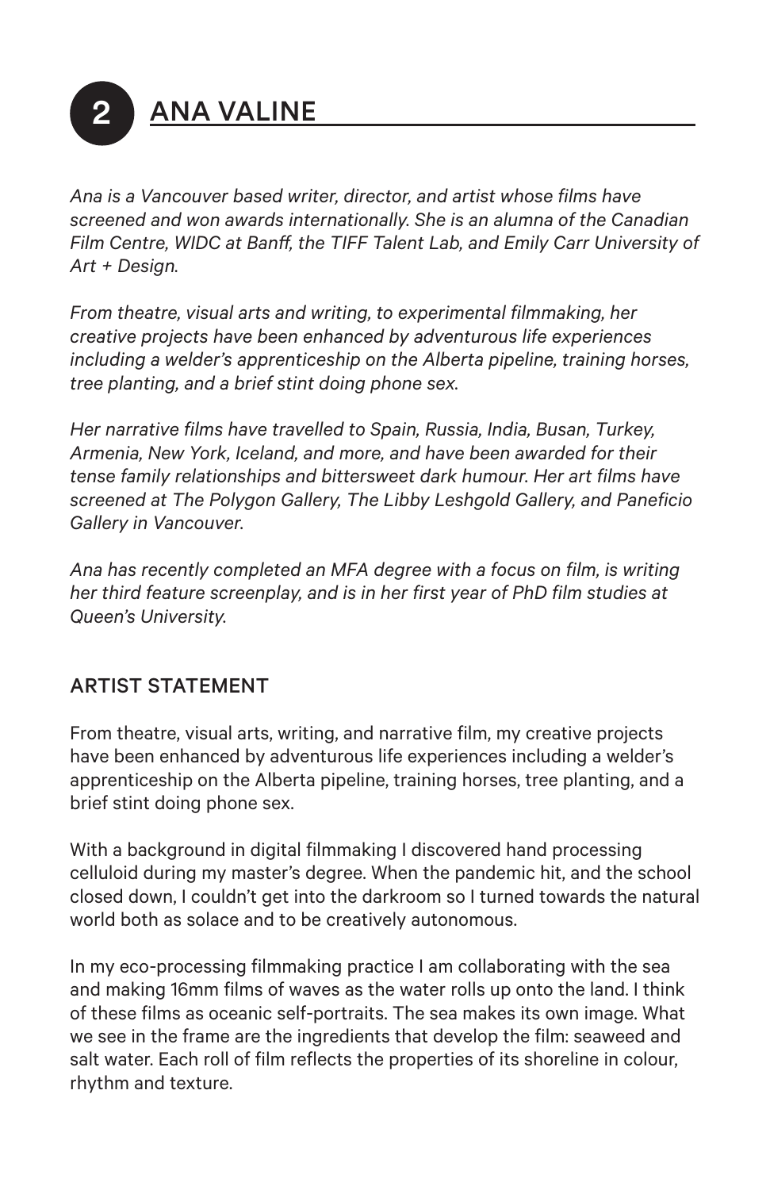## 2 ANA VALINE

*Ana is a Vancouver based writer, director, and artist whose films have screened and won awards internationally. She is an alumna of the Canadian Film Centre, WIDC at Banff, the TIFF Talent Lab, and Emily Carr University of Art + Design.*

*From theatre, visual arts and writing, to experimental filmmaking, her creative projects have been enhanced by adventurous life experiences including a welder's apprenticeship on the Alberta pipeline, training horses, tree planting, and a brief stint doing phone sex.*

*Her narrative films have travelled to Spain, Russia, India, Busan, Turkey, Armenia, New York, Iceland, and more, and have been awarded for their tense family relationships and bittersweet dark humour. Her art films have screened at The Polygon Gallery, The Libby Leshgold Gallery, and Paneficio Gallery in Vancouver.*

*Ana has recently completed an MFA degree with a focus on film, is writing her third feature screenplay, and is in her first year of PhD film studies at Queen's University.*

### ARTIST STATEMENT

From theatre, visual arts, writing, and narrative film, my creative projects have been enhanced by adventurous life experiences including a welder's apprenticeship on the Alberta pipeline, training horses, tree planting, and a brief stint doing phone sex.

With a background in digital filmmaking I discovered hand processing celluloid during my master's degree. When the pandemic hit, and the school closed down, I couldn't get into the darkroom so I turned towards the natural world both as solace and to be creatively autonomous.

In my eco-processing filmmaking practice I am collaborating with the sea and making 16mm films of waves as the water rolls up onto the land. I think of these films as oceanic self-portraits. The sea makes its own image. What we see in the frame are the ingredients that develop the film: seaweed and salt water. Each roll of film reflects the properties of its shoreline in colour, rhythm and texture.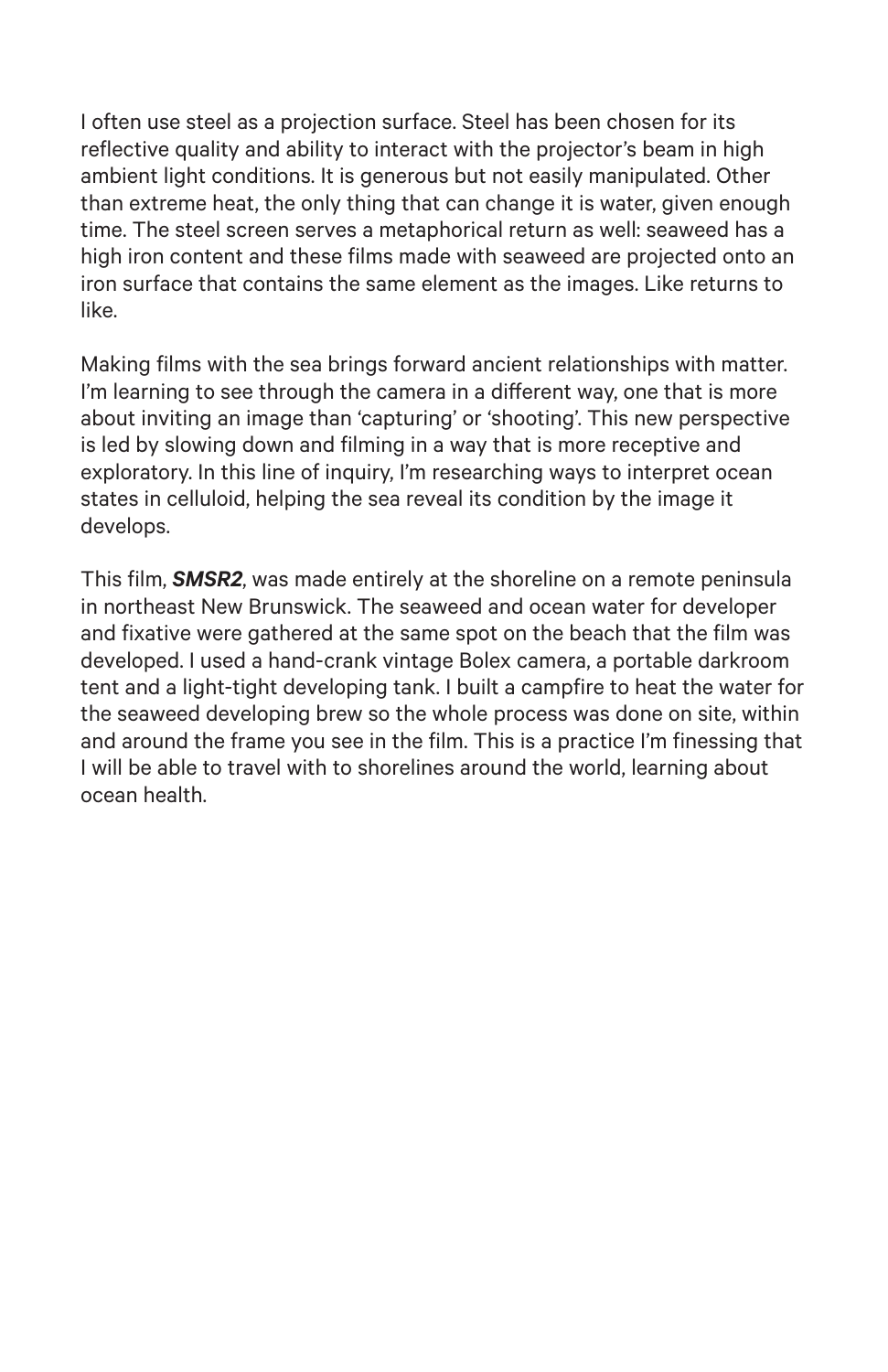I often use steel as a projection surface. Steel has been chosen for its reflective quality and ability to interact with the projector's beam in high ambient light conditions. It is generous but not easily manipulated. Other than extreme heat, the only thing that can change it is water, given enough time. The steel screen serves a metaphorical return as well: seaweed has a high iron content and these films made with seaweed are projected onto an iron surface that contains the same element as the images. Like returns to like.

Making films with the sea brings forward ancient relationships with matter. I'm learning to see through the camera in a different way, one that is more about inviting an image than 'capturing' or 'shooting'. This new perspective is led by slowing down and filming in a way that is more receptive and exploratory. In this line of inquiry, I'm researching ways to interpret ocean states in celluloid, helping the sea reveal its condition by the image it develops.

This film, ***SMSR2***, was made entirely at the shoreline on a remote peninsula in northeast New Brunswick. The seaweed and ocean water for developer and fixative were gathered at the same spot on the beach that the film was developed. I used a hand-crank vintage Bolex camera, a portable darkroom tent and a light-tight developing tank. I built a campfire to heat the water for the seaweed developing brew so the whole process was done on site, within and around the frame you see in the film. This is a practice I'm finessing that I will be able to travel with to shorelines around the world, learning about ocean health.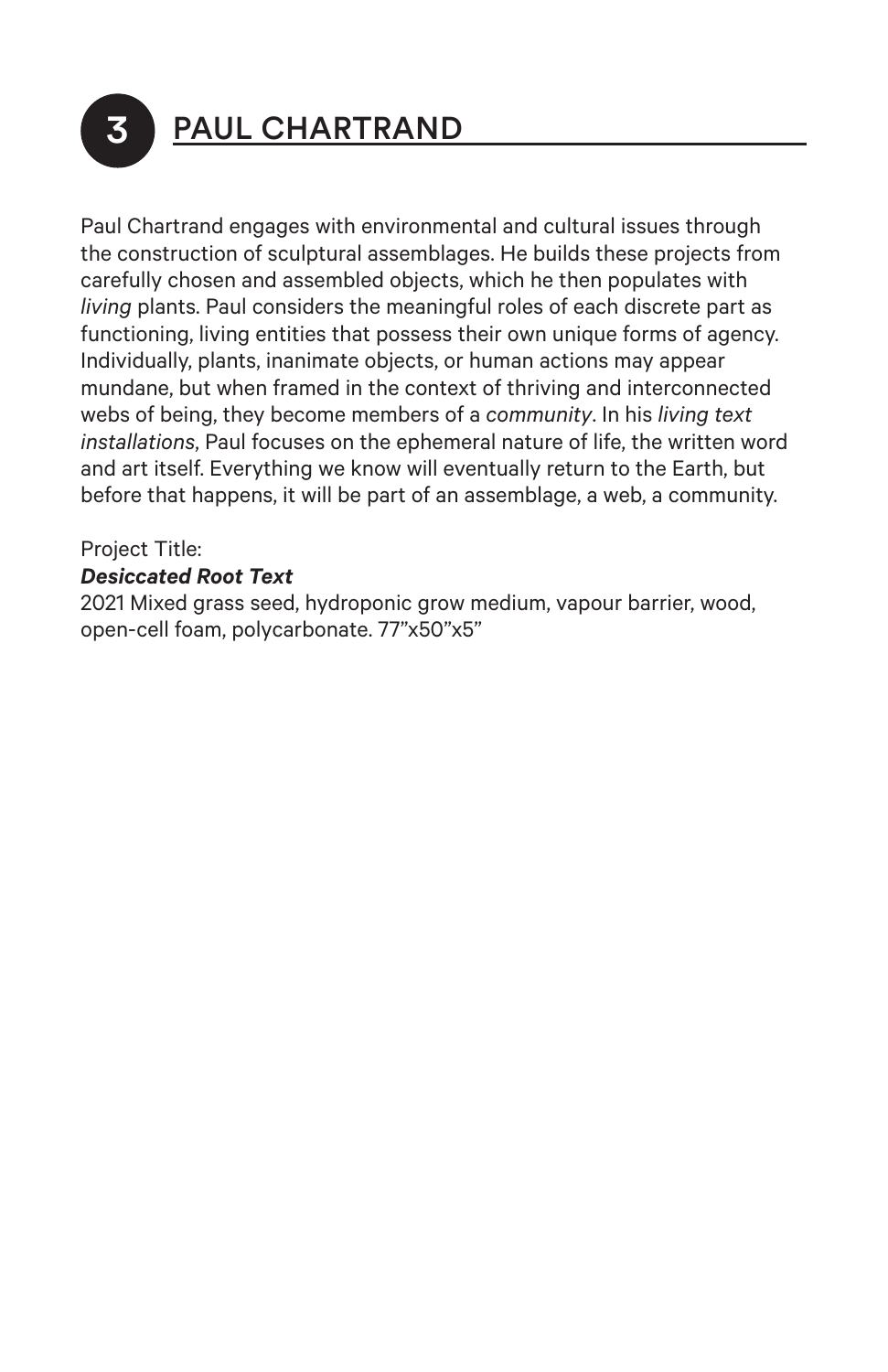## 3 PAUL CHARTRAND

Paul Chartrand engages with environmental and cultural issues through the construction of sculptural assemblages. He builds these projects from carefully chosen and assembled objects, which he then populates with *living* plants. Paul considers the meaningful roles of each discrete part as functioning, living entities that possess their own unique forms of agency. Individually, plants, inanimate objects, or human actions may appear mundane, but when framed in the context of thriving and interconnected webs of being, they become members of a *community*. In his *living text installations*, Paul focuses on the ephemeral nature of life, the written word and art itself. Everything we know will eventually return to the Earth, but before that happens, it will be part of an assemblage, a web, a community.

Project Title:
***Desiccated Root Text***
2021 Mixed grass seed, hydroponic grow medium, vapour barrier, wood, open-cell foam, polycarbonate. 77”x50”x5”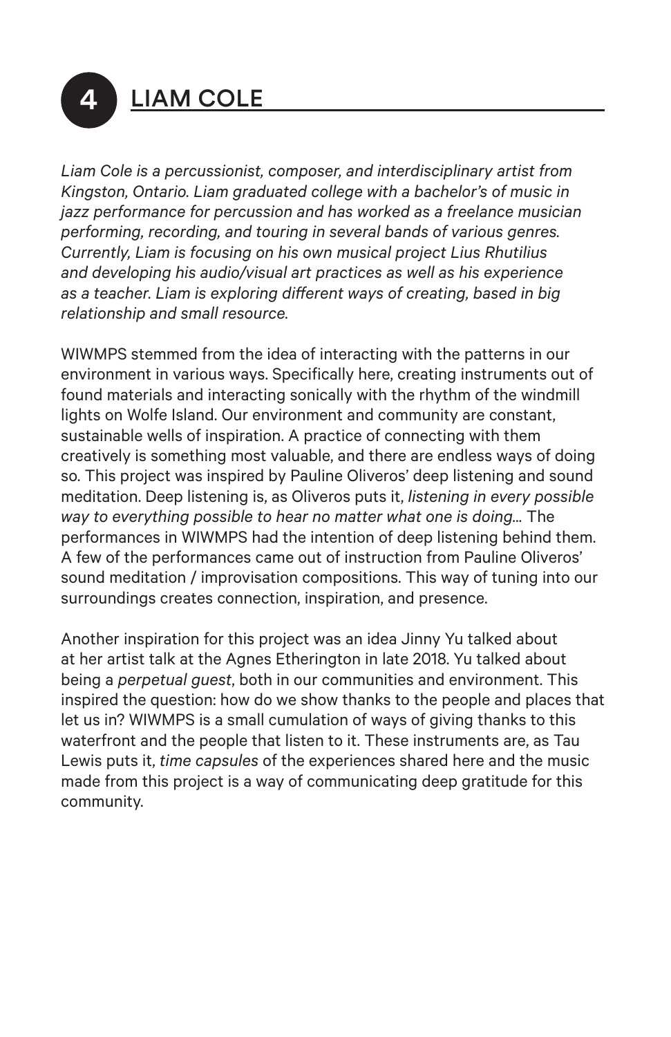# 4 LIAM COLE

*Liam Cole is a percussionist, composer, and interdisciplinary artist from Kingston, Ontario. Liam graduated college with a bachelor's of music in jazz performance for percussion and has worked as a freelance musician performing, recording, and touring in several bands of various genres. Currently, Liam is focusing on his own musical project Lius Rhutilius and developing his audio/visual art practices as well as his experience as a teacher. Liam is exploring different ways of creating, based in big relationship and small resource.*

WIWMPS stemmed from the idea of interacting with the patterns in our environment in various ways. Specifically here, creating instruments out of found materials and interacting sonically with the rhythm of the windmill lights on Wolfe Island. Our environment and community are constant, sustainable wells of inspiration. A practice of connecting with them creatively is something most valuable, and there are endless ways of doing so. This project was inspired by Pauline Oliveros' deep listening and sound meditation. Deep listening is, as Oliveros puts it, *listening in every possible way to everything possible to hear no matter what one is doing...* The performances in WIWMPS had the intention of deep listening behind them. A few of the performances came out of instruction from Pauline Oliveros' sound meditation / improvisation compositions. This way of tuning into our surroundings creates connection, inspiration, and presence.

Another inspiration for this project was an idea Jinny Yu talked about at her artist talk at the Agnes Etherington in late 2018. Yu talked about being a *perpetual guest*, both in our communities and environment. This inspired the question: how do we show thanks to the people and places that let us in? WIWMPS is a small cumulation of ways of giving thanks to this waterfront and the people that listen to it. These instruments are, as Tau Lewis puts it, *time capsules* of the experiences shared here and the music made from this project is a way of communicating deep gratitude for this community.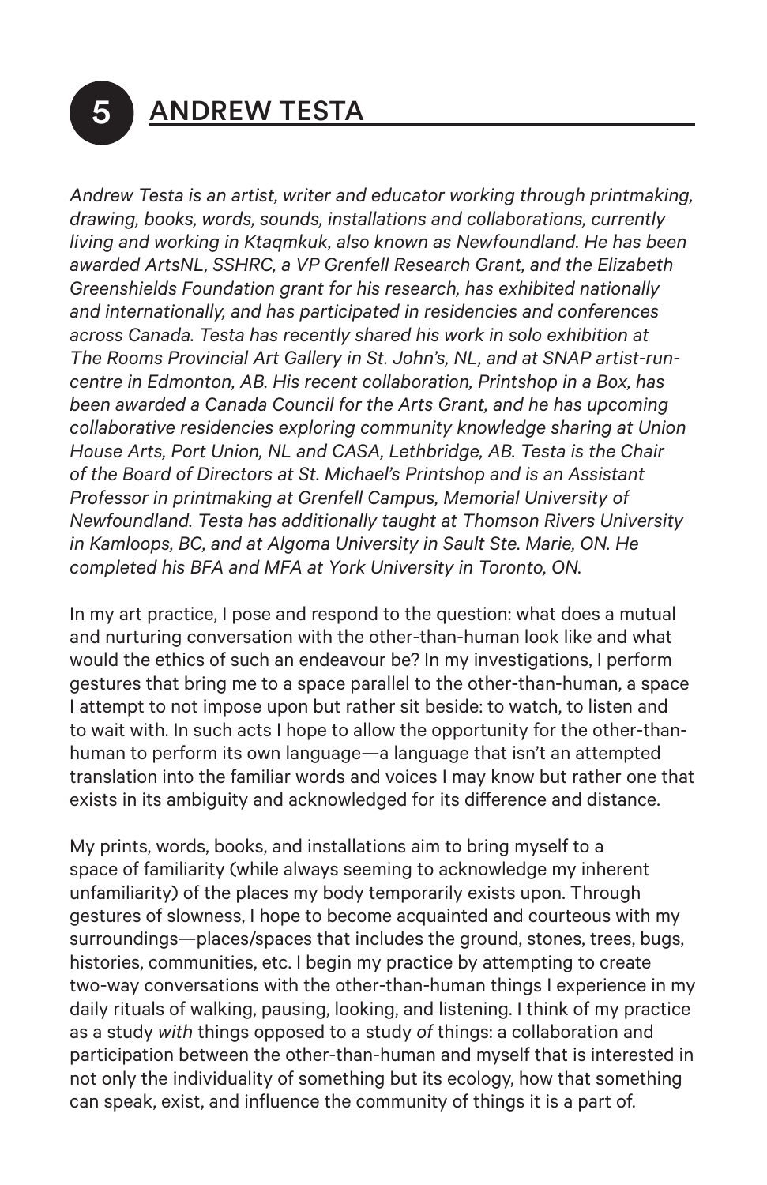## 5 ANDREW TESTA

*Andrew Testa is an artist, writer and educator working through printmaking, drawing, books, words, sounds, installations and collaborations, currently living and working in Ktaqmkuk, also known as Newfoundland. He has been awarded ArtsNL, SSHRC, a VP Grenfell Research Grant, and the Elizabeth Greenshields Foundation grant for his research, has exhibited nationally and internationally, and has participated in residencies and conferences across Canada. Testa has recently shared his work in solo exhibition at The Rooms Provincial Art Gallery in St. John's, NL, and at SNAP artist-run-centre in Edmonton, AB. His recent collaboration, Printshop in a Box, has been awarded a Canada Council for the Arts Grant, and he has upcoming collaborative residencies exploring community knowledge sharing at Union House Arts, Port Union, NL and CASA, Lethbridge, AB. Testa is the Chair of the Board of Directors at St. Michael's Printshop and is an Assistant Professor in printmaking at Grenfell Campus, Memorial University of Newfoundland. Testa has additionally taught at Thomson Rivers University in Kamloops, BC, and at Algoma University in Sault Ste. Marie, ON. He completed his BFA and MFA at York University in Toronto, ON.*

In my art practice, I pose and respond to the question: what does a mutual and nurturing conversation with the other-than-human look like and what would the ethics of such an endeavour be? In my investigations, I perform gestures that bring me to a space parallel to the other-than-human, a space I attempt to not impose upon but rather sit beside: to watch, to listen and to wait with. In such acts I hope to allow the opportunity for the other-than-human to perform its own language—a language that isn't an attempted translation into the familiar words and voices I may know but rather one that exists in its ambiguity and acknowledged for its difference and distance.

My prints, words, books, and installations aim to bring myself to a space of familiarity (while always seeming to acknowledge my inherent unfamiliarity) of the places my body temporarily exists upon. Through gestures of slowness, I hope to become acquainted and courteous with my surroundings—places/spaces that includes the ground, stones, trees, bugs, histories, communities, etc. I begin my practice by attempting to create two-way conversations with the other-than-human things I experience in my daily rituals of walking, pausing, looking, and listening. I think of my practice as a study *with* things opposed to a study *of* things: a collaboration and participation between the other-than-human and myself that is interested in not only the individuality of something but its ecology, how that something can speak, exist, and influence the community of things it is a part of.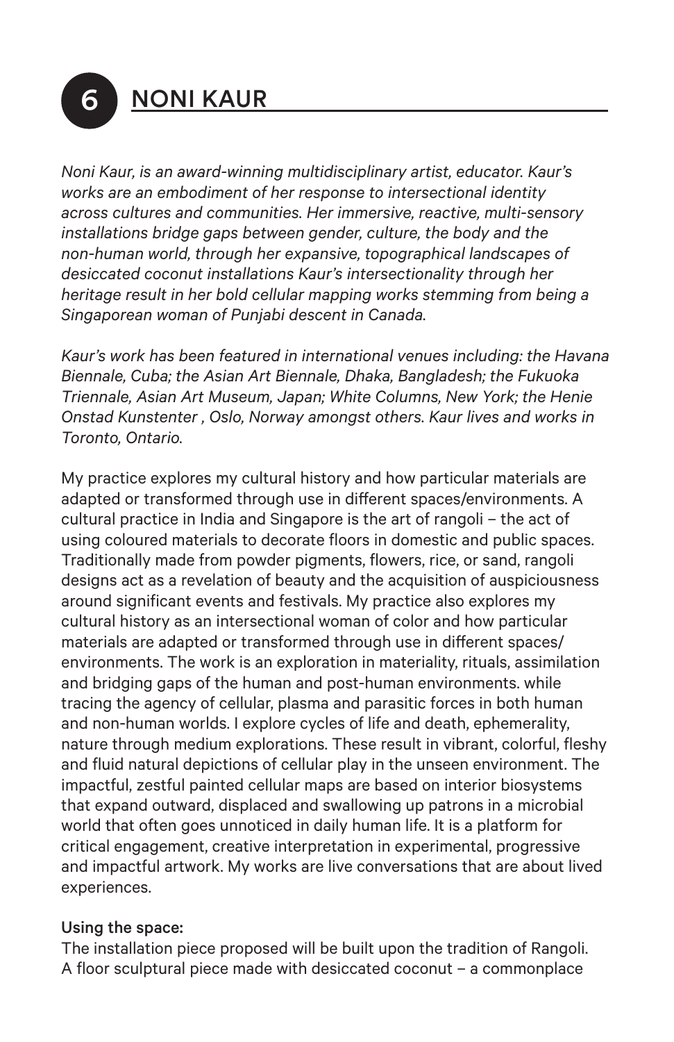## 6 NONI KAUR

*Noni Kaur, is an award-winning multidisciplinary artist, educator. Kaur's works are an embodiment of her response to intersectional identity across cultures and communities. Her immersive, reactive, multi-sensory installations bridge gaps between gender, culture, the body and the non-human world, through her expansive, topographical landscapes of desiccated coconut installations Kaur's intersectionality through her heritage result in her bold cellular mapping works stemming from being a Singaporean woman of Punjabi descent in Canada.*

*Kaur's work has been featured in international venues including: the Havana Biennale, Cuba; the Asian Art Biennale, Dhaka, Bangladesh; the Fukuoka Triennale, Asian Art Museum, Japan; White Columns, New York; the Henie Onstad Kunstenter , Oslo, Norway amongst others. Kaur lives and works in Toronto, Ontario.*

My practice explores my cultural history and how particular materials are adapted or transformed through use in different spaces/environments. A cultural practice in India and Singapore is the art of rangoli – the act of using coloured materials to decorate floors in domestic and public spaces. Traditionally made from powder pigments, flowers, rice, or sand, rangoli designs act as a revelation of beauty and the acquisition of auspiciousness around significant events and festivals. My practice also explores my cultural history as an intersectional woman of color and how particular materials are adapted or transformed through use in different spaces/ environments. The work is an exploration in materiality, rituals, assimilation and bridging gaps of the human and post-human environments. while tracing the agency of cellular, plasma and parasitic forces in both human and non-human worlds. I explore cycles of life and death, ephemerality, nature through medium explorations. These result in vibrant, colorful, fleshy and fluid natural depictions of cellular play in the unseen environment. The impactful, zestful painted cellular maps are based on interior biosystems that expand outward, displaced and swallowing up patrons in a microbial world that often goes unnoticed in daily human life. It is a platform for critical engagement, creative interpretation in experimental, progressive and impactful artwork. My works are live conversations that are about lived experiences.

**Using the space:**
The installation piece proposed will be built upon the tradition of Rangoli. A floor sculptural piece made with desiccated coconut – a commonplace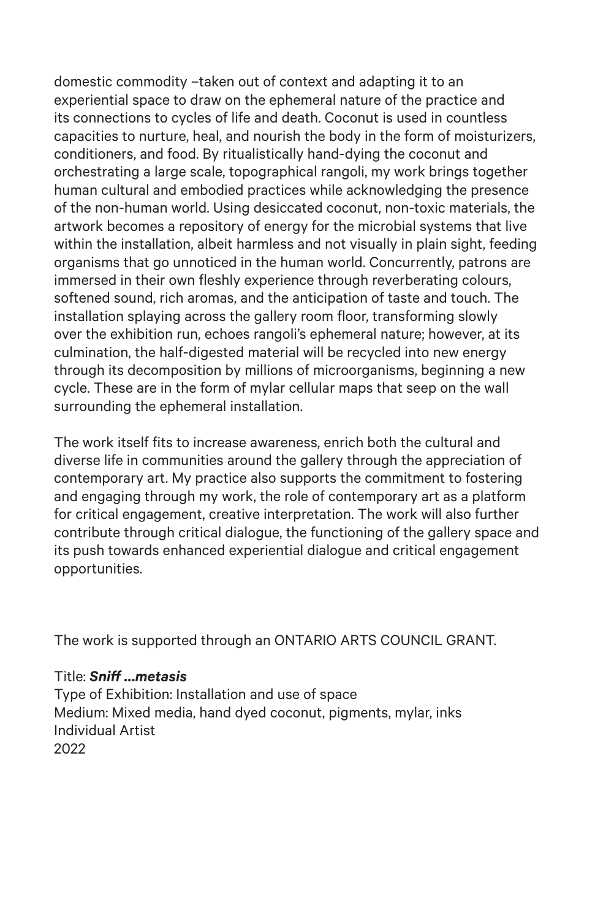domestic commodity –taken out of context and adapting it to an experiential space to draw on the ephemeral nature of the practice and its connections to cycles of life and death. Coconut is used in countless capacities to nurture, heal, and nourish the body in the form of moisturizers, conditioners, and food. By ritualistically hand-dying the coconut and orchestrating a large scale, topographical rangoli, my work brings together human cultural and embodied practices while acknowledging the presence of the non-human world. Using desiccated coconut, non-toxic materials, the artwork becomes a repository of energy for the microbial systems that live within the installation, albeit harmless and not visually in plain sight, feeding organisms that go unnoticed in the human world. Concurrently, patrons are immersed in their own fleshly experience through reverberating colours, softened sound, rich aromas, and the anticipation of taste and touch. The installation splaying across the gallery room floor, transforming slowly over the exhibition run, echoes rangoli's ephemeral nature; however, at its culmination, the half-digested material will be recycled into new energy through its decomposition by millions of microorganisms, beginning a new cycle. These are in the form of mylar cellular maps that seep on the wall surrounding the ephemeral installation.

The work itself fits to increase awareness, enrich both the cultural and diverse life in communities around the gallery through the appreciation of contemporary art. My practice also supports the commitment to fostering and engaging through my work, the role of contemporary art as a platform for critical engagement, creative interpretation. The work will also further contribute through critical dialogue, the functioning of the gallery space and its push towards enhanced experiential dialogue and critical engagement opportunities.

The work is supported through an ONTARIO ARTS COUNCIL GRANT.

Title: ***Sniff ...metasis***
Type of Exhibition: Installation and use of space
Medium: Mixed media, hand dyed coconut, pigments, mylar, inks
Individual Artist
2022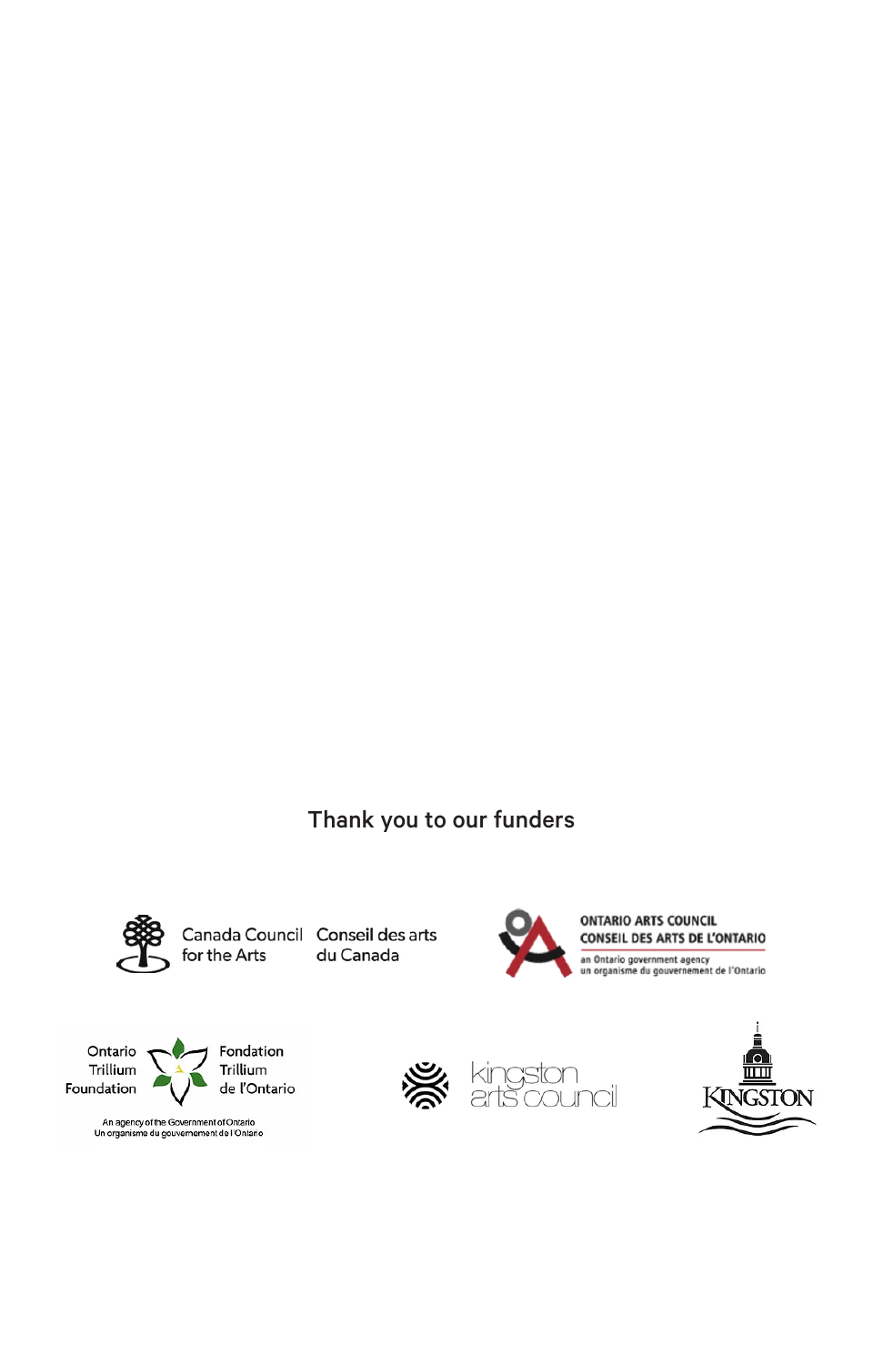Thank you to our funders

Canada Council for the Arts Conseil des arts du Canada

ONTARIO ARTS COUNCIL
CONSEIL DES ARTS DE L'ONTARIO
an Ontario government agency
un organisme du gouvernement de l'Ontario

Ontario Trillium Foundation
Fondation Trillium de l'Ontario
An agency of the Government of Ontario
Un organisme du gouvernement de l'Ontario

kingston arts council

KINGSTON